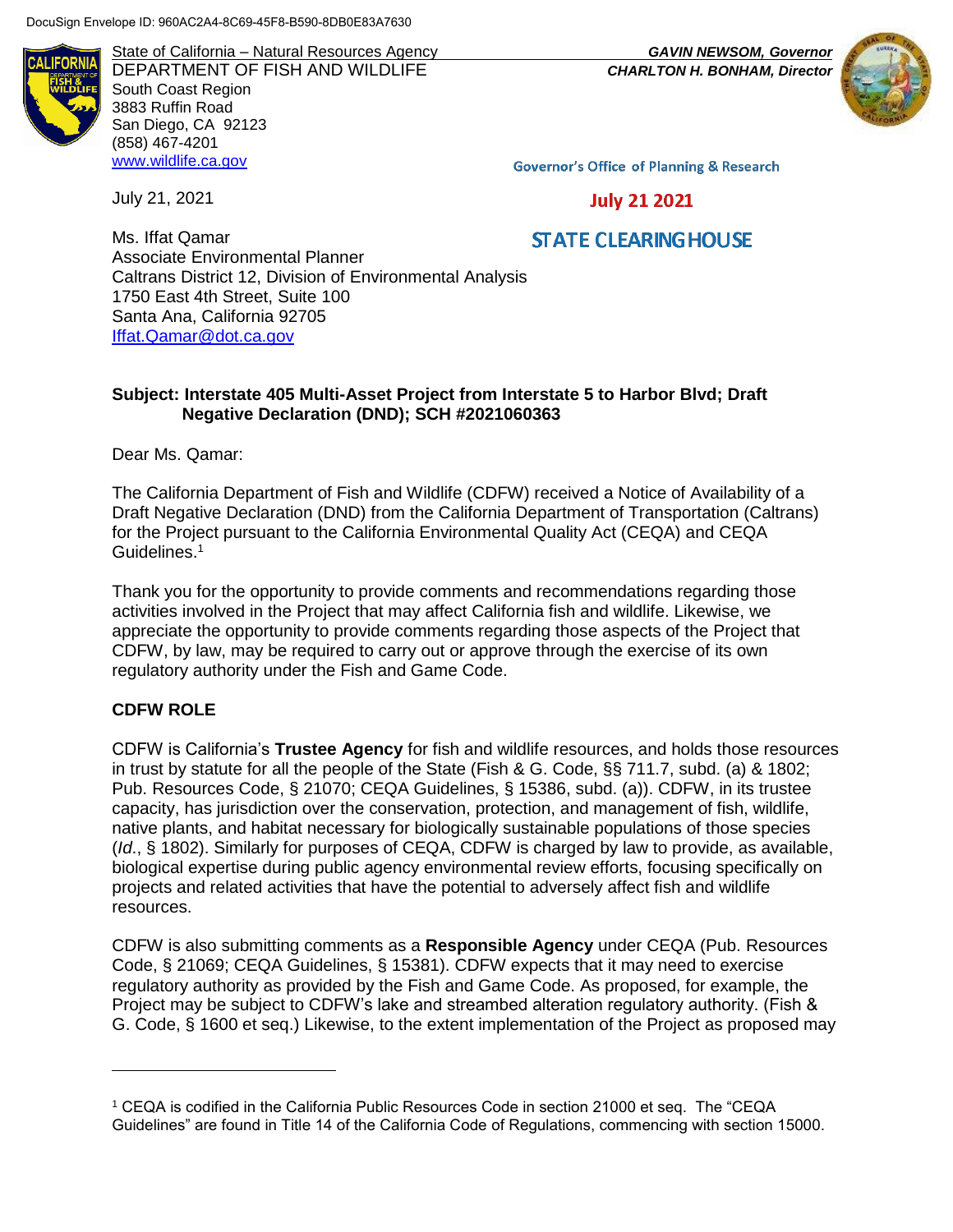DocuSign Envelope ID: 960AC2A4-8C69-45F8-B590-8DB0E83A7630

State of California – Natural Resources Agency
DEPARTMENT OF FISH AND WILDLIFE
South Coast Region
3883 Ruffin Road
San Diego, CA 92123
(858) 467-4201
www.wildlife.ca.gov

*GAVIN NEWSOM, Governor*
*CHARLTON H. BONHAM, Director*

Governor's Office of Planning & Research

**July 21 2021**

**STATE CLEARINGHOUSE**

July 21, 2021

Ms. Iffat Qamar
Associate Environmental Planner
Caltrans District 12, Division of Environmental Analysis
1750 East 4th Street, Suite 100
Santa Ana, California 92705
Iffat.Qamar@dot.ca.gov

**Subject: Interstate 405 Multi-Asset Project from Interstate 5 to Harbor Blvd; Draft Negative Declaration (DND); SCH #2021060363**

Dear Ms. Qamar:

The California Department of Fish and Wildlife (CDFW) received a Notice of Availability of a Draft Negative Declaration (DND) from the California Department of Transportation (Caltrans) for the Project pursuant to the California Environmental Quality Act (CEQA) and CEQA Guidelines.[1]

Thank you for the opportunity to provide comments and recommendations regarding those activities involved in the Project that may affect California fish and wildlife. Likewise, we appreciate the opportunity to provide comments regarding those aspects of the Project that CDFW, by law, may be required to carry out or approve through the exercise of its own regulatory authority under the Fish and Game Code.

## CDFW ROLE

CDFW is California's **Trustee Agency** for fish and wildlife resources, and holds those resources in trust by statute for all the people of the State (Fish & G. Code, §§ 711.7, subd. (a) & 1802; Pub. Resources Code, § 21070; CEQA Guidelines, § 15386, subd. (a)). CDFW, in its trustee capacity, has jurisdiction over the conservation, protection, and management of fish, wildlife, native plants, and habitat necessary for biologically sustainable populations of those species (*Id*., § 1802). Similarly for purposes of CEQA, CDFW is charged by law to provide, as available, biological expertise during public agency environmental review efforts, focusing specifically on projects and related activities that have the potential to adversely affect fish and wildlife resources.

CDFW is also submitting comments as a **Responsible Agency** under CEQA (Pub. Resources Code, § 21069; CEQA Guidelines, § 15381). CDFW expects that it may need to exercise regulatory authority as provided by the Fish and Game Code. As proposed, for example, the Project may be subject to CDFW's lake and streambed alteration regulatory authority. (Fish & G. Code, § 1600 et seq.) Likewise, to the extent implementation of the Project as proposed may

[1] CEQA is codified in the California Public Resources Code in section 21000 et seq. The "CEQA Guidelines" are found in Title 14 of the California Code of Regulations, commencing with section 15000.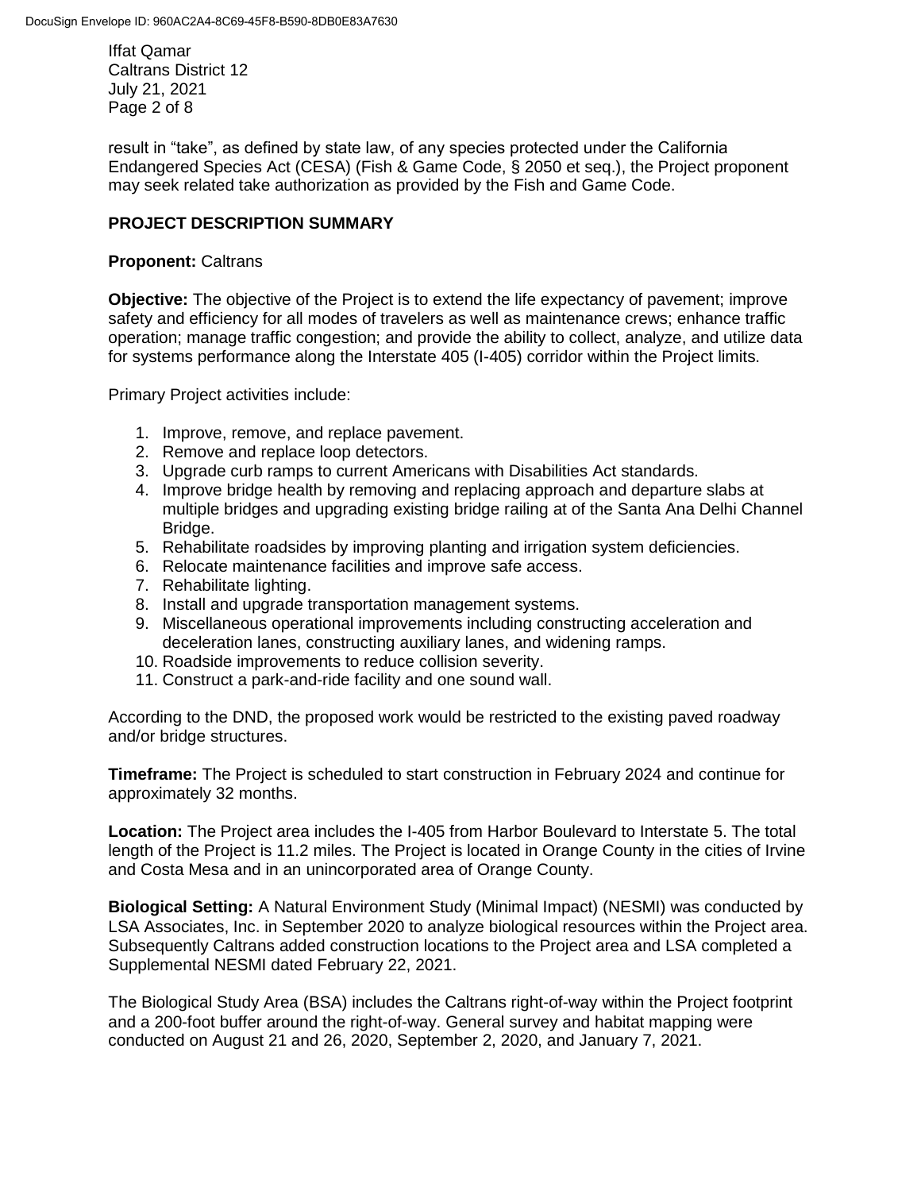result in "take", as defined by state law, of any species protected under the California Endangered Species Act (CESA) (Fish & Game Code, § 2050 et seq.), the Project proponent may seek related take authorization as provided by the Fish and Game Code.

## PROJECT DESCRIPTION SUMMARY

**Proponent:** Caltrans

**Objective:** The objective of the Project is to extend the life expectancy of pavement; improve safety and efficiency for all modes of travelers as well as maintenance crews; enhance traffic operation; manage traffic congestion; and provide the ability to collect, analyze, and utilize data for systems performance along the Interstate 405 (I-405) corridor within the Project limits.

Primary Project activities include:

1. Improve, remove, and replace pavement.
2. Remove and replace loop detectors.
3. Upgrade curb ramps to current Americans with Disabilities Act standards.
4. Improve bridge health by removing and replacing approach and departure slabs at multiple bridges and upgrading existing bridge railing at of the Santa Ana Delhi Channel Bridge.
5. Rehabilitate roadsides by improving planting and irrigation system deficiencies.
6. Relocate maintenance facilities and improve safe access.
7. Rehabilitate lighting.
8. Install and upgrade transportation management systems.
9. Miscellaneous operational improvements including constructing acceleration and deceleration lanes, constructing auxiliary lanes, and widening ramps.
10. Roadside improvements to reduce collision severity.
11. Construct a park-and-ride facility and one sound wall.

According to the DND, the proposed work would be restricted to the existing paved roadway and/or bridge structures.

**Timeframe:** The Project is scheduled to start construction in February 2024 and continue for approximately 32 months.

**Location:** The Project area includes the I-405 from Harbor Boulevard to Interstate 5. The total length of the Project is 11.2 miles. The Project is located in Orange County in the cities of Irvine and Costa Mesa and in an unincorporated area of Orange County.

**Biological Setting:** A Natural Environment Study (Minimal Impact) (NESMI) was conducted by LSA Associates, Inc. in September 2020 to analyze biological resources within the Project area. Subsequently Caltrans added construction locations to the Project area and LSA completed a Supplemental NESMI dated February 22, 2021.

The Biological Study Area (BSA) includes the Caltrans right-of-way within the Project footprint and a 200-foot buffer around the right-of-way. General survey and habitat mapping were conducted on August 21 and 26, 2020, September 2, 2020, and January 7, 2021.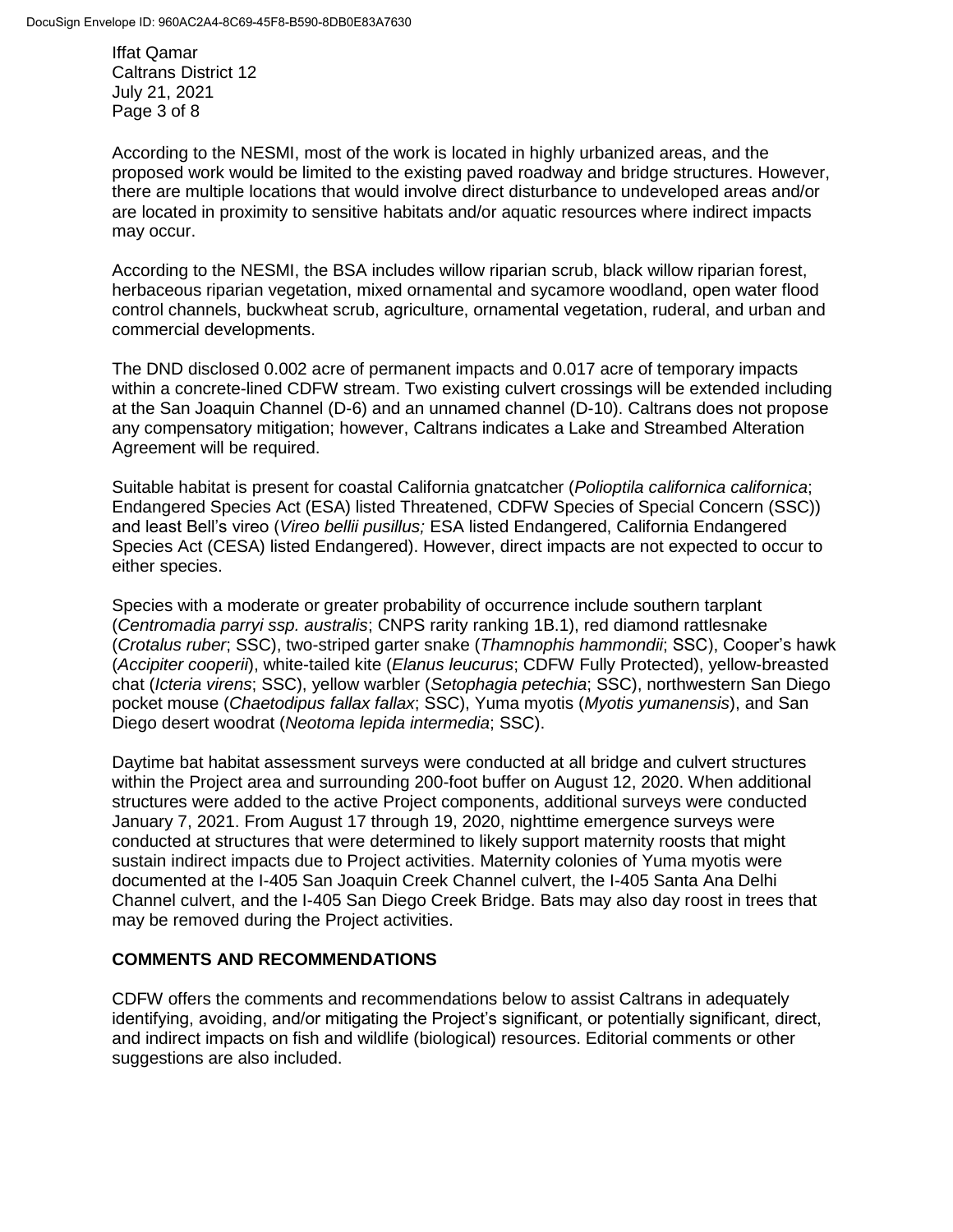According to the NESMI, most of the work is located in highly urbanized areas, and the proposed work would be limited to the existing paved roadway and bridge structures. However, there are multiple locations that would involve direct disturbance to undeveloped areas and/or are located in proximity to sensitive habitats and/or aquatic resources where indirect impacts may occur.

According to the NESMI, the BSA includes willow riparian scrub, black willow riparian forest, herbaceous riparian vegetation, mixed ornamental and sycamore woodland, open water flood control channels, buckwheat scrub, agriculture, ornamental vegetation, ruderal, and urban and commercial developments.

The DND disclosed 0.002 acre of permanent impacts and 0.017 acre of temporary impacts within a concrete-lined CDFW stream. Two existing culvert crossings will be extended including at the San Joaquin Channel (D-6) and an unnamed channel (D-10). Caltrans does not propose any compensatory mitigation; however, Caltrans indicates a Lake and Streambed Alteration Agreement will be required.

Suitable habitat is present for coastal California gnatcatcher (*Polioptila californica californica*; Endangered Species Act (ESA) listed Threatened, CDFW Species of Special Concern (SSC)) and least Bell's vireo (*Vireo bellii pusillus;* ESA listed Endangered, California Endangered Species Act (CESA) listed Endangered). However, direct impacts are not expected to occur to either species.

Species with a moderate or greater probability of occurrence include southern tarplant (*Centromadia parryi ssp. australis*; CNPS rarity ranking 1B.1), red diamond rattlesnake (*Crotalus ruber*; SSC), two-striped garter snake (*Thamnophis hammondii*; SSC), Cooper's hawk (*Accipiter cooperii*), white-tailed kite (*Elanus leucurus*; CDFW Fully Protected), yellow-breasted chat (*Icteria virens*; SSC), yellow warbler (*Setophagia petechia*; SSC), northwestern San Diego pocket mouse (*Chaetodipus fallax fallax*; SSC), Yuma myotis (*Myotis yumanensis*), and San Diego desert woodrat (*Neotoma lepida intermedia*; SSC).

Daytime bat habitat assessment surveys were conducted at all bridge and culvert structures within the Project area and surrounding 200-foot buffer on August 12, 2020. When additional structures were added to the active Project components, additional surveys were conducted January 7, 2021. From August 17 through 19, 2020, nighttime emergence surveys were conducted at structures that were determined to likely support maternity roosts that might sustain indirect impacts due to Project activities. Maternity colonies of Yuma myotis were documented at the I-405 San Joaquin Creek Channel culvert, the I-405 Santa Ana Delhi Channel culvert, and the I-405 San Diego Creek Bridge. Bats may also day roost in trees that may be removed during the Project activities.

## COMMENTS AND RECOMMENDATIONS

CDFW offers the comments and recommendations below to assist Caltrans in adequately identifying, avoiding, and/or mitigating the Project's significant, or potentially significant, direct, and indirect impacts on fish and wildlife (biological) resources. Editorial comments or other suggestions are also included.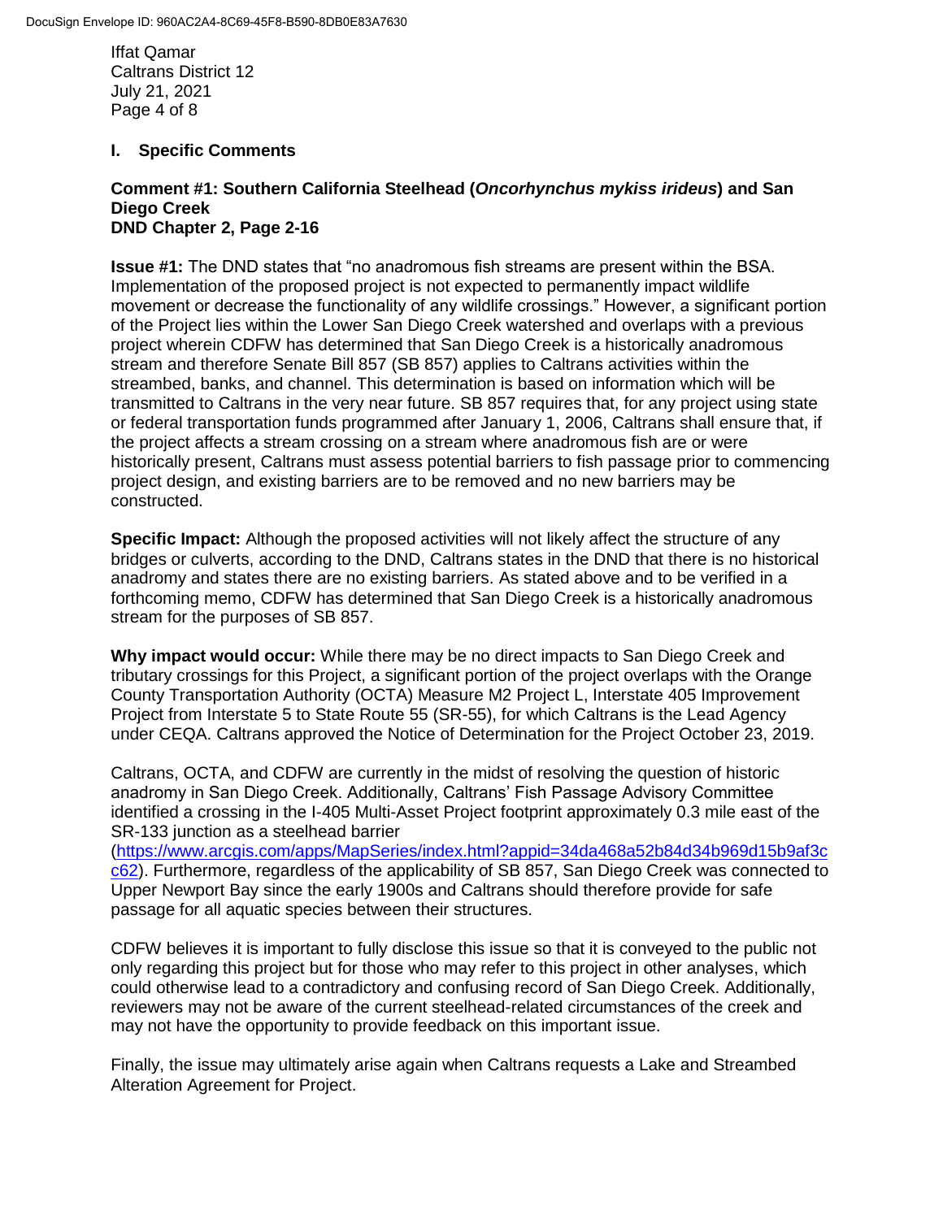## I. Specific Comments

### Comment #1: Southern California Steelhead (*Oncorhynchus mykiss irideus*) and San Diego Creek
### DND Chapter 2, Page 2-16

**Issue #1:** The DND states that "no anadromous fish streams are present within the BSA. Implementation of the proposed project is not expected to permanently impact wildlife movement or decrease the functionality of any wildlife crossings." However, a significant portion of the Project lies within the Lower San Diego Creek watershed and overlaps with a previous project wherein CDFW has determined that San Diego Creek is a historically anadromous stream and therefore Senate Bill 857 (SB 857) applies to Caltrans activities within the streambed, banks, and channel. This determination is based on information which will be transmitted to Caltrans in the very near future. SB 857 requires that, for any project using state or federal transportation funds programmed after January 1, 2006, Caltrans shall ensure that, if the project affects a stream crossing on a stream where anadromous fish are or were historically present, Caltrans must assess potential barriers to fish passage prior to commencing project design, and existing barriers are to be removed and no new barriers may be constructed.

**Specific Impact:** Although the proposed activities will not likely affect the structure of any bridges or culverts, according to the DND, Caltrans states in the DND that there is no historical anadromy and states there are no existing barriers. As stated above and to be verified in a forthcoming memo, CDFW has determined that San Diego Creek is a historically anadromous stream for the purposes of SB 857.

**Why impact would occur:** While there may be no direct impacts to San Diego Creek and tributary crossings for this Project, a significant portion of the project overlaps with the Orange County Transportation Authority (OCTA) Measure M2 Project L, Interstate 405 Improvement Project from Interstate 5 to State Route 55 (SR-55), for which Caltrans is the Lead Agency under CEQA. Caltrans approved the Notice of Determination for the Project October 23, 2019.

Caltrans, OCTA, and CDFW are currently in the midst of resolving the question of historic anadromy in San Diego Creek. Additionally, Caltrans' Fish Passage Advisory Committee identified a crossing in the I-405 Multi-Asset Project footprint approximately 0.3 mile east of the SR-133 junction as a steelhead barrier (https://www.arcgis.com/apps/MapSeries/index.html?appid=34da468a52b84d34b969d15b9af3cc62). Furthermore, regardless of the applicability of SB 857, San Diego Creek was connected to Upper Newport Bay since the early 1900s and Caltrans should therefore provide for safe passage for all aquatic species between their structures.

CDFW believes it is important to fully disclose this issue so that it is conveyed to the public not only regarding this project but for those who may refer to this project in other analyses, which could otherwise lead to a contradictory and confusing record of San Diego Creek. Additionally, reviewers may not be aware of the current steelhead-related circumstances of the creek and may not have the opportunity to provide feedback on this important issue.

Finally, the issue may ultimately arise again when Caltrans requests a Lake and Streambed Alteration Agreement for Project.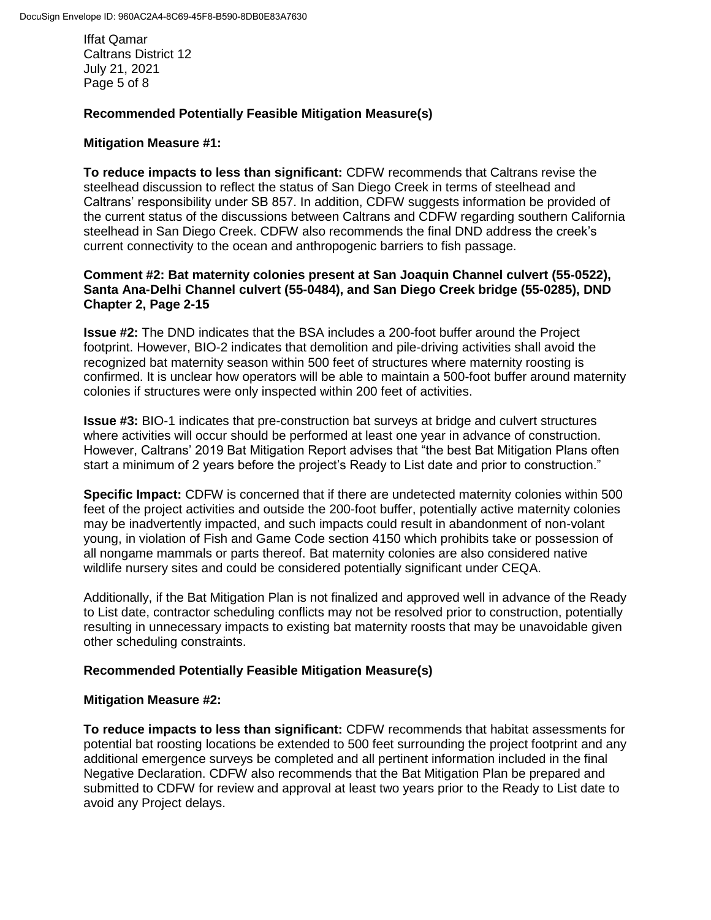### Recommended Potentially Feasible Mitigation Measure(s)

**Mitigation Measure #1:**

**To reduce impacts to less than significant:** CDFW recommends that Caltrans revise the steelhead discussion to reflect the status of San Diego Creek in terms of steelhead and Caltrans' responsibility under SB 857. In addition, CDFW suggests information be provided of the current status of the discussions between Caltrans and CDFW regarding southern California steelhead in San Diego Creek. CDFW also recommends the final DND address the creek's current connectivity to the ocean and anthropogenic barriers to fish passage.

**Comment #2: Bat maternity colonies present at San Joaquin Channel culvert (55-0522), Santa Ana-Delhi Channel culvert (55-0484), and San Diego Creek bridge (55-0285), DND Chapter 2, Page 2-15**

**Issue #2:** The DND indicates that the BSA includes a 200-foot buffer around the Project footprint. However, BIO-2 indicates that demolition and pile-driving activities shall avoid the recognized bat maternity season within 500 feet of structures where maternity roosting is confirmed. It is unclear how operators will be able to maintain a 500-foot buffer around maternity colonies if structures were only inspected within 200 feet of activities.

**Issue #3:** BIO-1 indicates that pre-construction bat surveys at bridge and culvert structures where activities will occur should be performed at least one year in advance of construction. However, Caltrans' 2019 Bat Mitigation Report advises that "the best Bat Mitigation Plans often start a minimum of 2 years before the project's Ready to List date and prior to construction."

**Specific Impact:** CDFW is concerned that if there are undetected maternity colonies within 500 feet of the project activities and outside the 200-foot buffer, potentially active maternity colonies may be inadvertently impacted, and such impacts could result in abandonment of non-volant young, in violation of Fish and Game Code section 4150 which prohibits take or possession of all nongame mammals or parts thereof. Bat maternity colonies are also considered native wildlife nursery sites and could be considered potentially significant under CEQA.

Additionally, if the Bat Mitigation Plan is not finalized and approved well in advance of the Ready to List date, contractor scheduling conflicts may not be resolved prior to construction, potentially resulting in unnecessary impacts to existing bat maternity roosts that may be unavoidable given other scheduling constraints.

### Recommended Potentially Feasible Mitigation Measure(s)

**Mitigation Measure #2:**

**To reduce impacts to less than significant:** CDFW recommends that habitat assessments for potential bat roosting locations be extended to 500 feet surrounding the project footprint and any additional emergence surveys be completed and all pertinent information included in the final Negative Declaration. CDFW also recommends that the Bat Mitigation Plan be prepared and submitted to CDFW for review and approval at least two years prior to the Ready to List date to avoid any Project delays.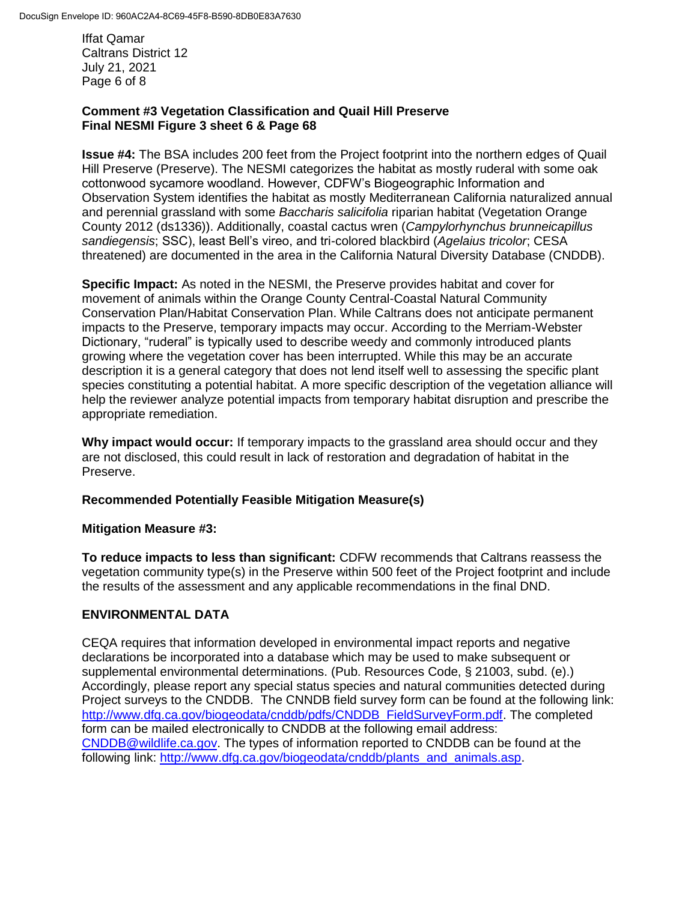**Comment #3 Vegetation Classification and Quail Hill Preserve**
**Final NESMI Figure 3 sheet 6 & Page 68**

**Issue #4:** The BSA includes 200 feet from the Project footprint into the northern edges of Quail Hill Preserve (Preserve). The NESMI categorizes the habitat as mostly ruderal with some oak cottonwood sycamore woodland. However, CDFW's Biogeographic Information and Observation System identifies the habitat as mostly Mediterranean California naturalized annual and perennial grassland with some *Baccharis salicifolia* riparian habitat (Vegetation Orange County 2012 (ds1336)). Additionally, coastal cactus wren (*Campylorhynchus brunneicapillus sandiegensis*; SSC), least Bell's vireo, and tri-colored blackbird (*Agelaius tricolor*; CESA threatened) are documented in the area in the California Natural Diversity Database (CNDDB).

**Specific Impact:** As noted in the NESMI, the Preserve provides habitat and cover for movement of animals within the Orange County Central-Coastal Natural Community Conservation Plan/Habitat Conservation Plan. While Caltrans does not anticipate permanent impacts to the Preserve, temporary impacts may occur. According to the Merriam-Webster Dictionary, "ruderal" is typically used to describe weedy and commonly introduced plants growing where the vegetation cover has been interrupted. While this may be an accurate description it is a general category that does not lend itself well to assessing the specific plant species constituting a potential habitat. A more specific description of the vegetation alliance will help the reviewer analyze potential impacts from temporary habitat disruption and prescribe the appropriate remediation.

**Why impact would occur:** If temporary impacts to the grassland area should occur and they are not disclosed, this could result in lack of restoration and degradation of habitat in the Preserve.

**Recommended Potentially Feasible Mitigation Measure(s)**

**Mitigation Measure #3:**

**To reduce impacts to less than significant:** CDFW recommends that Caltrans reassess the vegetation community type(s) in the Preserve within 500 feet of the Project footprint and include the results of the assessment and any applicable recommendations in the final DND.

## ENVIRONMENTAL DATA

CEQA requires that information developed in environmental impact reports and negative declarations be incorporated into a database which may be used to make subsequent or supplemental environmental determinations. (Pub. Resources Code, § 21003, subd. (e).) Accordingly, please report any special status species and natural communities detected during Project surveys to the CNDDB. The CNNDB field survey form can be found at the following link: http://www.dfg.ca.gov/biogeodata/cnddb/pdfs/CNDDB_FieldSurveyForm.pdf. The completed form can be mailed electronically to CNDDB at the following email address: CNDDB@wildlife.ca.gov. The types of information reported to CNDDB can be found at the following link: http://www.dfg.ca.gov/biogeodata/cnddb/plants_and_animals.asp.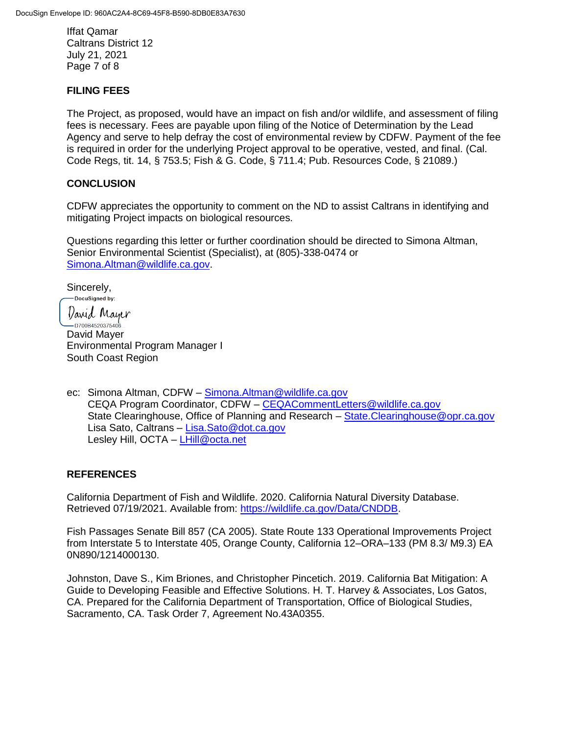## FILING FEES

The Project, as proposed, would have an impact on fish and/or wildlife, and assessment of filing fees is necessary. Fees are payable upon filing of the Notice of Determination by the Lead Agency and serve to help defray the cost of environmental review by CDFW. Payment of the fee is required in order for the underlying Project approval to be operative, vested, and final. (Cal. Code Regs, tit. 14, § 753.5; Fish & G. Code, § 711.4; Pub. Resources Code, § 21089.)

## CONCLUSION

CDFW appreciates the opportunity to comment on the ND to assist Caltrans in identifying and mitigating Project impacts on biological resources.

Questions regarding this letter or further coordination should be directed to Simona Altman, Senior Environmental Scientist (Specialist), at (805)-338-0474 or Simona.Altman@wildlife.ca.gov.

Sincerely,

DocuSigned by:
David Mayer
D70084520375406

David Mayer
Environmental Program Manager I
South Coast Region

ec: Simona Altman, CDFW – Simona.Altman@wildlife.ca.gov
CEQA Program Coordinator, CDFW – CEQACommentLetters@wildlife.ca.gov
State Clearinghouse, Office of Planning and Research – State.Clearinghouse@opr.ca.gov
Lisa Sato, Caltrans – Lisa.Sato@dot.ca.gov
Lesley Hill, OCTA – LHill@octa.net

## REFERENCES

California Department of Fish and Wildlife. 2020. California Natural Diversity Database. Retrieved 07/19/2021. Available from: https://wildlife.ca.gov/Data/CNDDB.

Fish Passages Senate Bill 857 (CA 2005). State Route 133 Operational Improvements Project from Interstate 5 to Interstate 405, Orange County, California 12–ORA–133 (PM 8.3/ M9.3) EA 0N890/1214000130.

Johnston, Dave S., Kim Briones, and Christopher Pincetich. 2019. California Bat Mitigation: A Guide to Developing Feasible and Effective Solutions. H. T. Harvey & Associates, Los Gatos, CA. Prepared for the California Department of Transportation, Office of Biological Studies, Sacramento, CA. Task Order 7, Agreement No.43A0355.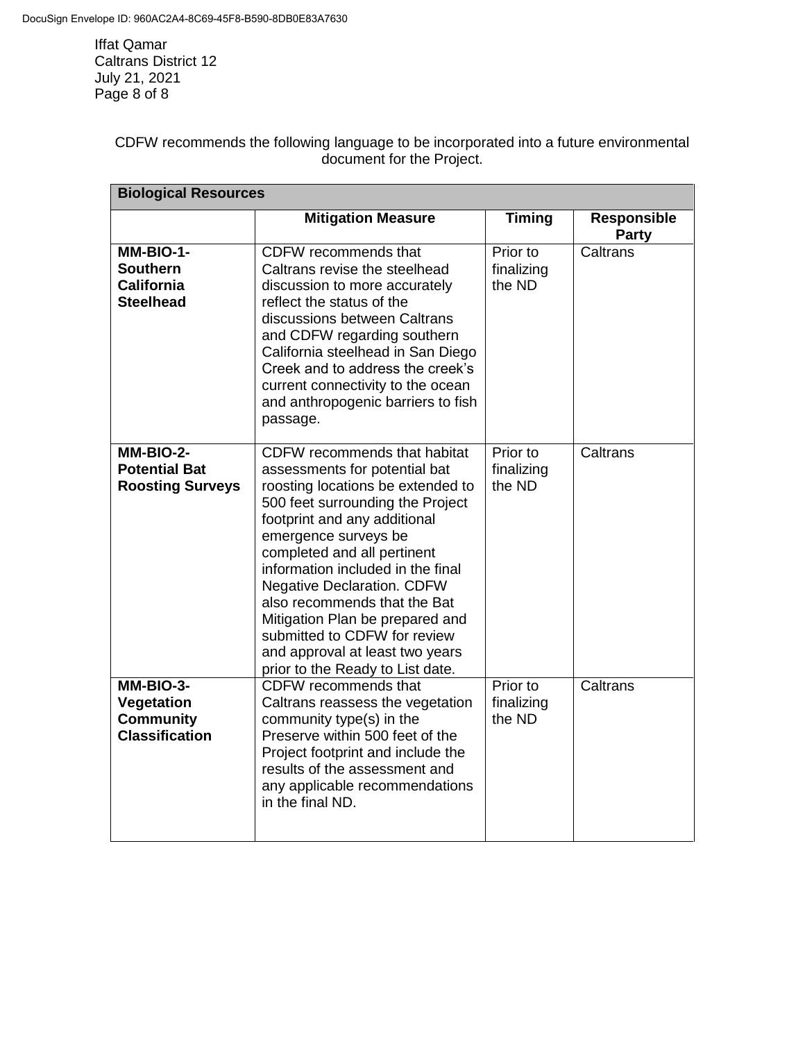CDFW recommends the following language to be incorporated into a future environmental document for the Project.

| Biological Resources | | | |
|---|---|---|---|
| | **Mitigation Measure** | **Timing** | **Responsible Party** |
| **MM-BIO-1- Southern California Steelhead** | CDFW recommends that Caltrans revise the steelhead discussion to more accurately reflect the status of the discussions between Caltrans and CDFW regarding southern California steelhead in San Diego Creek and to address the creek's current connectivity to the ocean and anthropogenic barriers to fish passage. | Prior to finalizing the ND | Caltrans |
| **MM-BIO-2- Potential Bat Roosting Surveys** | CDFW recommends that habitat assessments for potential bat roosting locations be extended to 500 feet surrounding the Project footprint and any additional emergence surveys be completed and all pertinent information included in the final Negative Declaration. CDFW also recommends that the Bat Mitigation Plan be prepared and submitted to CDFW for review and approval at least two years prior to the Ready to List date. | Prior to finalizing the ND | Caltrans |
| **MM-BIO-3- Vegetation Community Classification** | CDFW recommends that Caltrans reassess the vegetation community type(s) in the Preserve within 500 feet of the Project footprint and include the results of the assessment and any applicable recommendations in the final ND. | Prior to finalizing the ND | Caltrans |